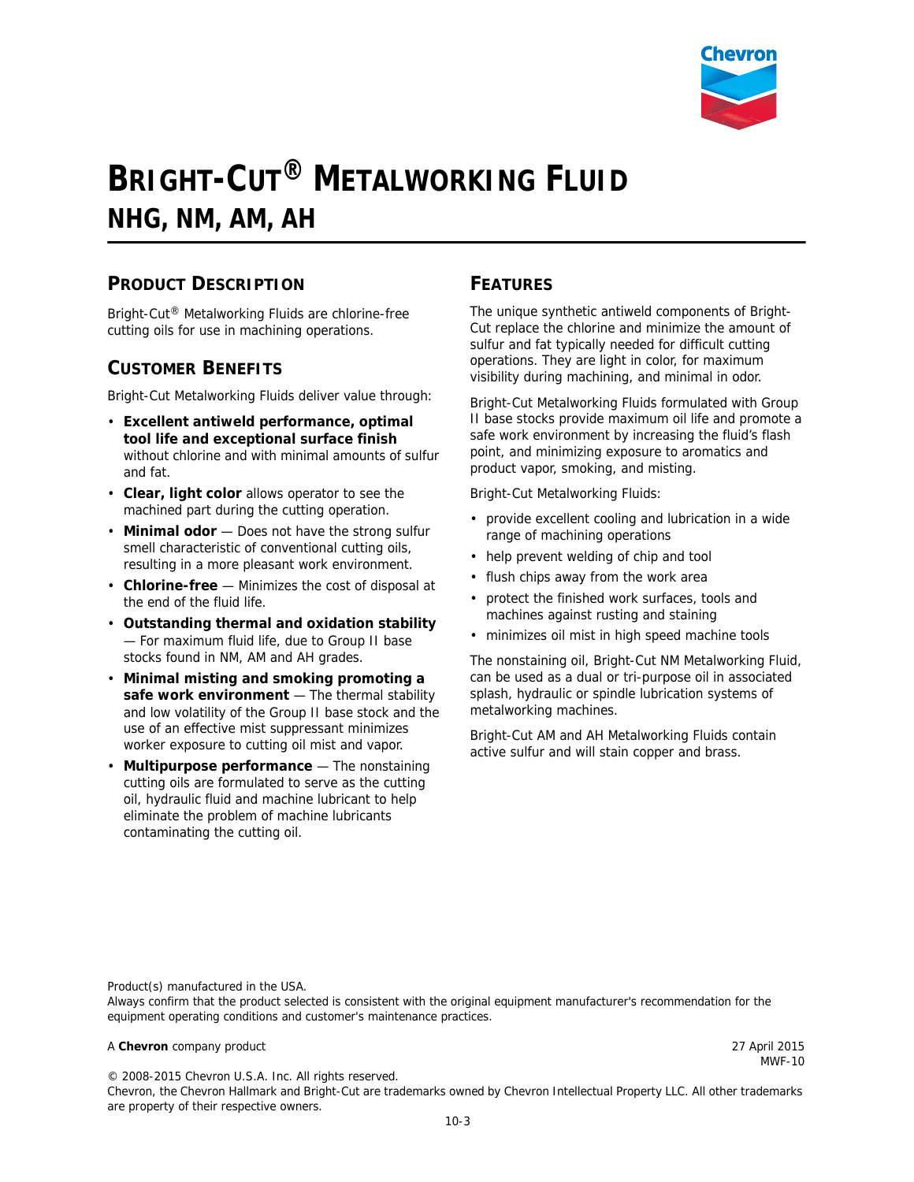# BRIGHT-CUT® METALWORKING FLUID

## NHG, NM, AM, AH

### PRODUCT DESCRIPTION

Bright-Cut® Metalworking Fluids are chlorine-free cutting oils for use in machining operations.

### CUSTOMER BENEFITS

Bright-Cut Metalworking Fluids deliver value through:

- **Excellent antiweld performance, optimal tool life and exceptional surface finish** without chlorine and with minimal amounts of sulfur and fat.
- **Clear, light color** allows operator to see the machined part during the cutting operation.
- **Minimal odor** — Does not have the strong sulfur smell characteristic of conventional cutting oils, resulting in a more pleasant work environment.
- **Chlorine-free** — Minimizes the cost of disposal at the end of the fluid life.
- **Outstanding thermal and oxidation stability** — For maximum fluid life, due to Group II base stocks found in NM, AM and AH grades.
- **Minimal misting and smoking promoting a safe work environment** — The thermal stability and low volatility of the Group II base stock and the use of an effective mist suppressant minimizes worker exposure to cutting oil mist and vapor.
- **Multipurpose performance** — The nonstaining cutting oils are formulated to serve as the cutting oil, hydraulic fluid and machine lubricant to help eliminate the problem of machine lubricants contaminating the cutting oil.

### FEATURES

The unique synthetic antiweld components of Bright-Cut replace the chlorine and minimize the amount of sulfur and fat typically needed for difficult cutting operations. They are light in color, for maximum visibility during machining, and minimal in odor.

Bright-Cut Metalworking Fluids formulated with Group II base stocks provide maximum oil life and promote a safe work environment by increasing the fluid's flash point, and minimizing exposure to aromatics and product vapor, smoking, and misting.

Bright-Cut Metalworking Fluids:

- provide excellent cooling and lubrication in a wide range of machining operations
- help prevent welding of chip and tool
- flush chips away from the work area
- protect the finished work surfaces, tools and machines against rusting and staining
- minimizes oil mist in high speed machine tools

The nonstaining oil, Bright-Cut NM Metalworking Fluid, can be used as a dual or tri-purpose oil in associated splash, hydraulic or spindle lubrication systems of metalworking machines.

Bright-Cut AM and AH Metalworking Fluids contain active sulfur and will stain copper and brass.

Product(s) manufactured in the USA.
Always confirm that the product selected is consistent with the original equipment manufacturer's recommendation for the equipment operating conditions and customer's maintenance practices.

A **Chevron** company product

27 April 2015
MWF-10

© 2008-2015 Chevron U.S.A. Inc. All rights reserved.
Chevron, the Chevron Hallmark and Bright-Cut are trademarks owned by Chevron Intellectual Property LLC. All other trademarks are property of their respective owners.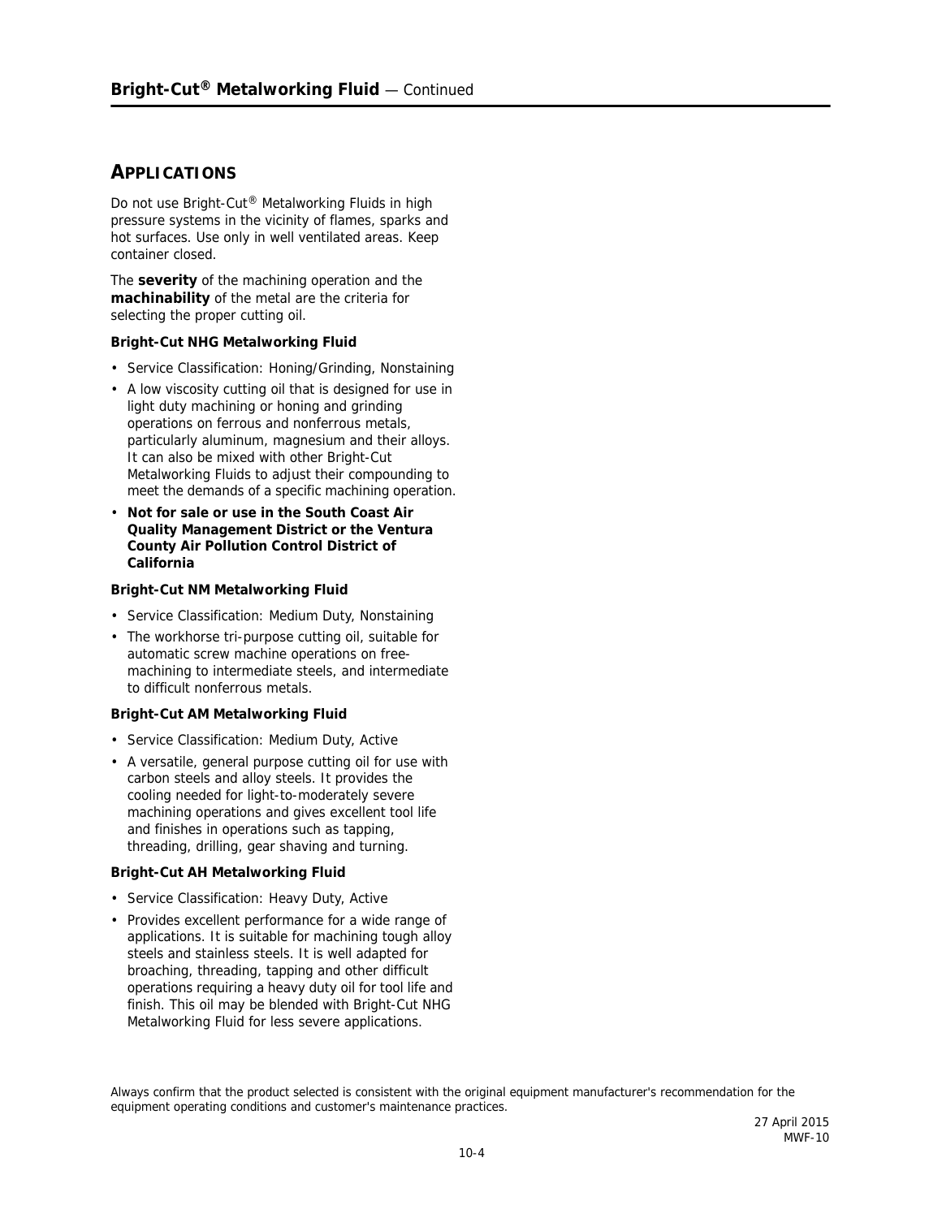## APPLICATIONS

Do not use Bright-Cut® Metalworking Fluids in high pressure systems in the vicinity of flames, sparks and hot surfaces. Use only in well ventilated areas. Keep container closed.

The **severity** of the machining operation and the **machinability** of the metal are the criteria for selecting the proper cutting oil.

**Bright-Cut NHG Metalworking Fluid**

- Service Classification: Honing/Grinding, Nonstaining
- A low viscosity cutting oil that is designed for use in light duty machining or honing and grinding operations on ferrous and nonferrous metals, particularly aluminum, magnesium and their alloys. It can also be mixed with other Bright-Cut Metalworking Fluids to adjust their compounding to meet the demands of a specific machining operation.
- **Not for sale or use in the South Coast Air Quality Management District or the Ventura County Air Pollution Control District of California**

**Bright-Cut NM Metalworking Fluid**

- Service Classification: Medium Duty, Nonstaining
- The workhorse tri-purpose cutting oil, suitable for automatic screw machine operations on free-machining to intermediate steels, and intermediate to difficult nonferrous metals.

**Bright-Cut AM Metalworking Fluid**

- Service Classification: Medium Duty, Active
- A versatile, general purpose cutting oil for use with carbon steels and alloy steels. It provides the cooling needed for light-to-moderately severe machining operations and gives excellent tool life and finishes in operations such as tapping, threading, drilling, gear shaving and turning.

**Bright-Cut AH Metalworking Fluid**

- Service Classification: Heavy Duty, Active
- Provides excellent performance for a wide range of applications. It is suitable for machining tough alloy steels and stainless steels. It is well adapted for broaching, threading, tapping and other difficult operations requiring a heavy duty oil for tool life and finish. This oil may be blended with Bright-Cut NHG Metalworking Fluid for less severe applications.

Always confirm that the product selected is consistent with the original equipment manufacturer's recommendation for the equipment operating conditions and customer's maintenance practices.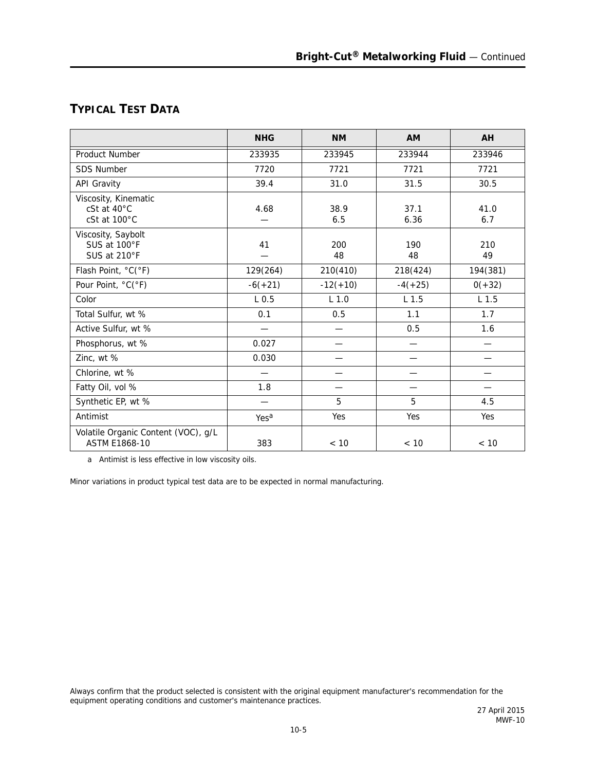## TYPICAL TEST DATA

| | NHG | NM | AM | AH |
|---|---|---|---|---|
| Product Number | 233935 | 233945 | 233944 | 233946 |
| SDS Number | 7720 | 7721 | 7721 | 7721 |
| API Gravity | 39.4 | 31.0 | 31.5 | 30.5 |
| Viscosity, Kinematic<br>cSt at 40°C<br>cSt at 100°C | <br>4.68<br>— | <br>38.9<br>6.5 | <br>37.1<br>6.36 | <br>41.0<br>6.7 |
| Viscosity, Saybolt<br>SUS at 100°F<br>SUS at 210°F | <br>41<br>— | <br>200<br>48 | <br>190<br>48 | <br>210<br>49 |
| Flash Point, °C(°F) | 129(264) | 210(410) | 218(424) | 194(381) |
| Pour Point, °C(°F) | -6(+21) | -12(+10) | -4(+25) | 0(+32) |
| Color | L 0.5 | L 1.0 | L 1.5 | L 1.5 |
| Total Sulfur, wt % | 0.1 | 0.5 | 1.1 | 1.7 |
| Active Sulfur, wt % | — | — | 0.5 | 1.6 |
| Phosphorus, wt % | 0.027 | — | — | — |
| Zinc, wt % | 0.030 | — | — | — |
| Chlorine, wt % | — | — | — | — |
| Fatty Oil, vol % | 1.8 | — | — | — |
| Synthetic EP, wt % | — | 5 | 5 | 4.5 |
| Antimist | Yes[a] | Yes | Yes | Yes |
| Volatile Organic Content (VOC), g/L<br>ASTM E1868-10 | 383 | < 10 | < 10 | < 10 |

a Antimist is less effective in low viscosity oils.

Minor variations in product typical test data are to be expected in normal manufacturing.

Always confirm that the product selected is consistent with the original equipment manufacturer's recommendation for the equipment operating conditions and customer's maintenance practices.

27 April 2015
MWF-10